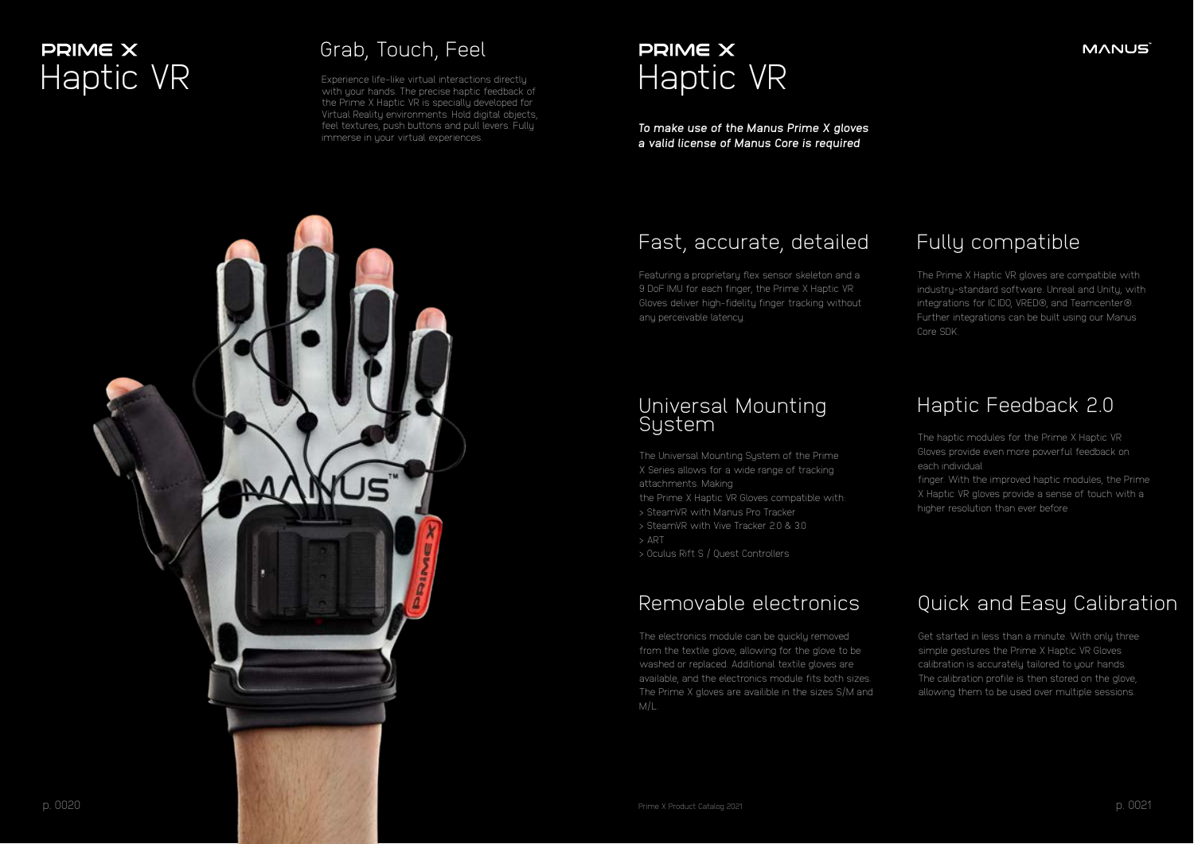# PRIME X Haptic VR

## Grab, Touch, Feel

Experience life-like virtual interactions directly with your hands. The precise haptic feedback of the Prime X Haptic VR is specially developed for Virtual Reality environments. Hold digital objects, feel textures, push buttons and pull levers. Fully immerse in your virtual experiences.

# PRIME X Haptic VR

*To make use of the Manus Prime X gloves a valid license of Manus Core is required*

## Fast, accurate, detailed

Featuring a proprietary flex sensor skeleton and a 9 DoF IMU for each finger, the Prime X Haptic VR Gloves deliver high-fidelity finger tracking without any perceivable latency.

## Fully compatible

The Prime X Haptic VR gloves are compatible with industry-standard software. Unreal and Unity, with integrations for IC.IDO, VRED®, and Teamcenter®. Further integrations can be built using our Manus Core SDK.

## Universal Mounting System

The Universal Mounting System of the Prime X Series allows for a wide range of tracking attachments. Making the Prime X Haptic VR Gloves compatible with:

> SteamVR with Manus Pro Tracker
> SteamVR with Vive Tracker 2.0 & 3.0
> ART
> Oculus Rift S / Quest Controllers

## Haptic Feedback 2.0

The haptic modules for the Prime X Haptic VR Gloves provide even more powerful feedback on each individual finger. With the improved haptic modules, the Prime X Haptic VR gloves provide a sense of touch with a higher resolution than ever before

## Removable electronics

The electronics module can be quickly removed from the textile glove, allowing for the glove to be washed or replaced. Additional textile gloves are available, and the electronics module fits both sizes. The Prime X gloves are availible in the sizes S/M and M/L.

## Quick and Easy Calibration

Get started in less than a minute. With only three simple gestures the Prime X Haptic VR Gloves calibration is accurately tailored to your hands. The calibration profile is then stored on the glove, allowing them to be used over multiple sessions.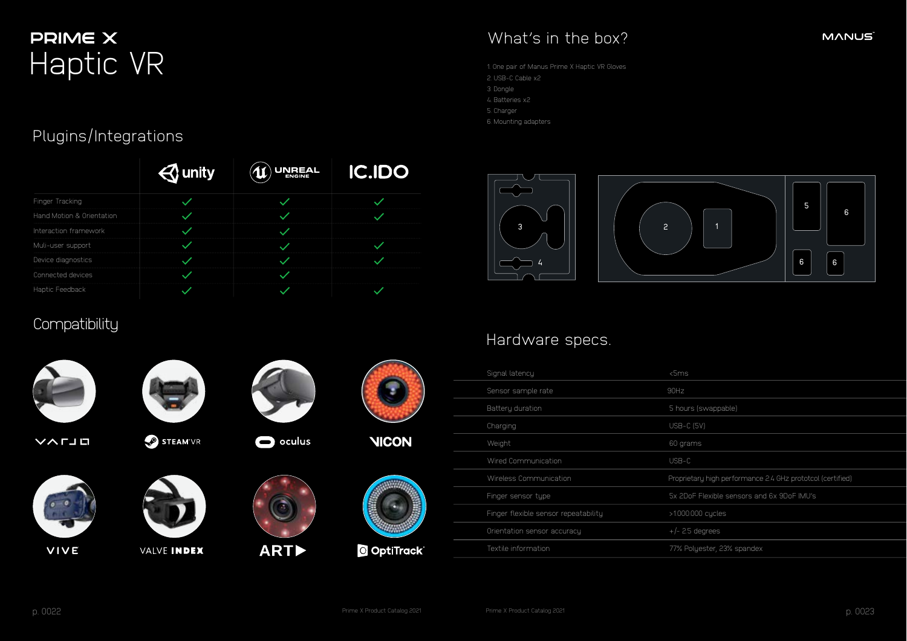# PRIME X Haptic VR

## Plugins/Integrations

| | unity | UNREAL ENGINE | IC.IDO |
|---|---|---|---|
| Finger Tracking | ✓ | ✓ | ✓ |
| Hand Motion & Orientation | ✓ | ✓ | ✓ |
| Interaction framework | ✓ | ✓ | |
| Muli-user support | ✓ | ✓ | ✓ |
| Device diagnostics | ✓ | ✓ | ✓ |
| Connected devices | ✓ | ✓ | |
| Haptic Feedback | ✓ | ✓ | ✓ |

## Compatibility

VARJO

STEAMVR

oculus

VICON

VIVE

VALVE INDEX

ART

OptiTrack

## What's in the box?

1. One pair of Manus Prime X Haptic VR Gloves
2. USB-C Cable x2
3. Dongle
4. Batteries x2
5. Charger
6. Mounting adapters

## Hardware specs.

| | |
|---|---|
| Signal latency | <5ms |
| Sensor sample rate | 90Hz |
| Battery duration | 5 hours (swappable) |
| Charging | USB-C (5V) |
| Weight | 60 grams |
| Wired Communication | USB-C |
| Wireless Communication | Proprietary high performance 2.4 GHz prototcol (certified) |
| Finger sensor type | 5x 2DoF Flexible sensors and 6x 9DoF IMU's |
| Finger flexible sensor repeatability | >1.000.000 cycles |
| Orientation sensor accuracy | +/- 2.5 degrees |
| Textile information | 77% Polyester, 23% spandex |